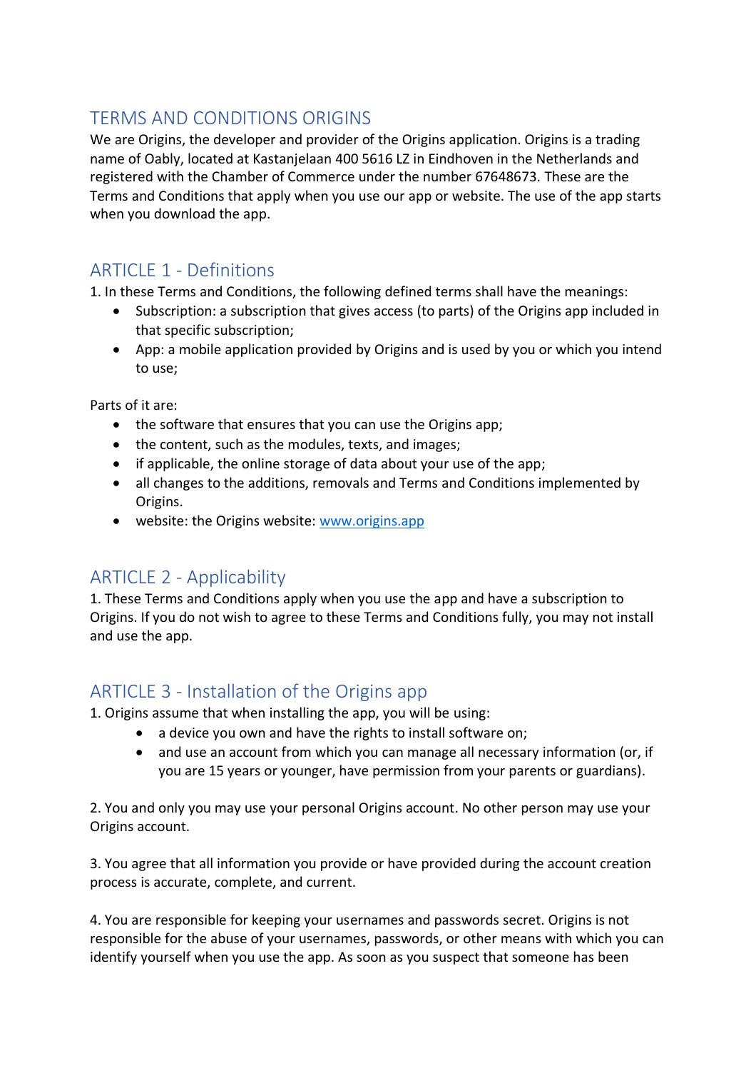# TERMS AND CONDITIONS ORIGINS

We are Origins, the developer and provider of the Origins application. Origins is a trading name of Oably, located at Kastanjelaan 400 5616 LZ in Eindhoven in the Netherlands and registered with the Chamber of Commerce under the number 67648673. These are the Terms and Conditions that apply when you use our app or website. The use of the app starts when you download the app.

## ARTICLE 1 - Definitions

1. In these Terms and Conditions, the following defined terms shall have the meanings:
    - Subscription: a subscription that gives access (to parts) of the Origins app included in that specific subscription;
    - App: a mobile application provided by Origins and is used by you or which you intend to use;

Parts of it are:

- the software that ensures that you can use the Origins app;
- the content, such as the modules, texts, and images;
- if applicable, the online storage of data about your use of the app;
- all changes to the additions, removals and Terms and Conditions implemented by Origins.
- website: the Origins website: [www.origins.app](http://www.origins.app)

## ARTICLE 2 - Applicability

1. These Terms and Conditions apply when you use the app and have a subscription to Origins. If you do not wish to agree to these Terms and Conditions fully, you may not install and use the app.

## ARTICLE 3 - Installation of the Origins app

1. Origins assume that when installing the app, you will be using:
    - a device you own and have the rights to install software on;
    - and use an account from which you can manage all necessary information (or, if you are 15 years or younger, have permission from your parents or guardians).

2. You and only you may use your personal Origins account. No other person may use your Origins account.

3. You agree that all information you provide or have provided during the account creation process is accurate, complete, and current.

4. You are responsible for keeping your usernames and passwords secret. Origins is not responsible for the abuse of your usernames, passwords, or other means with which you can identify yourself when you use the app. As soon as you suspect that someone has been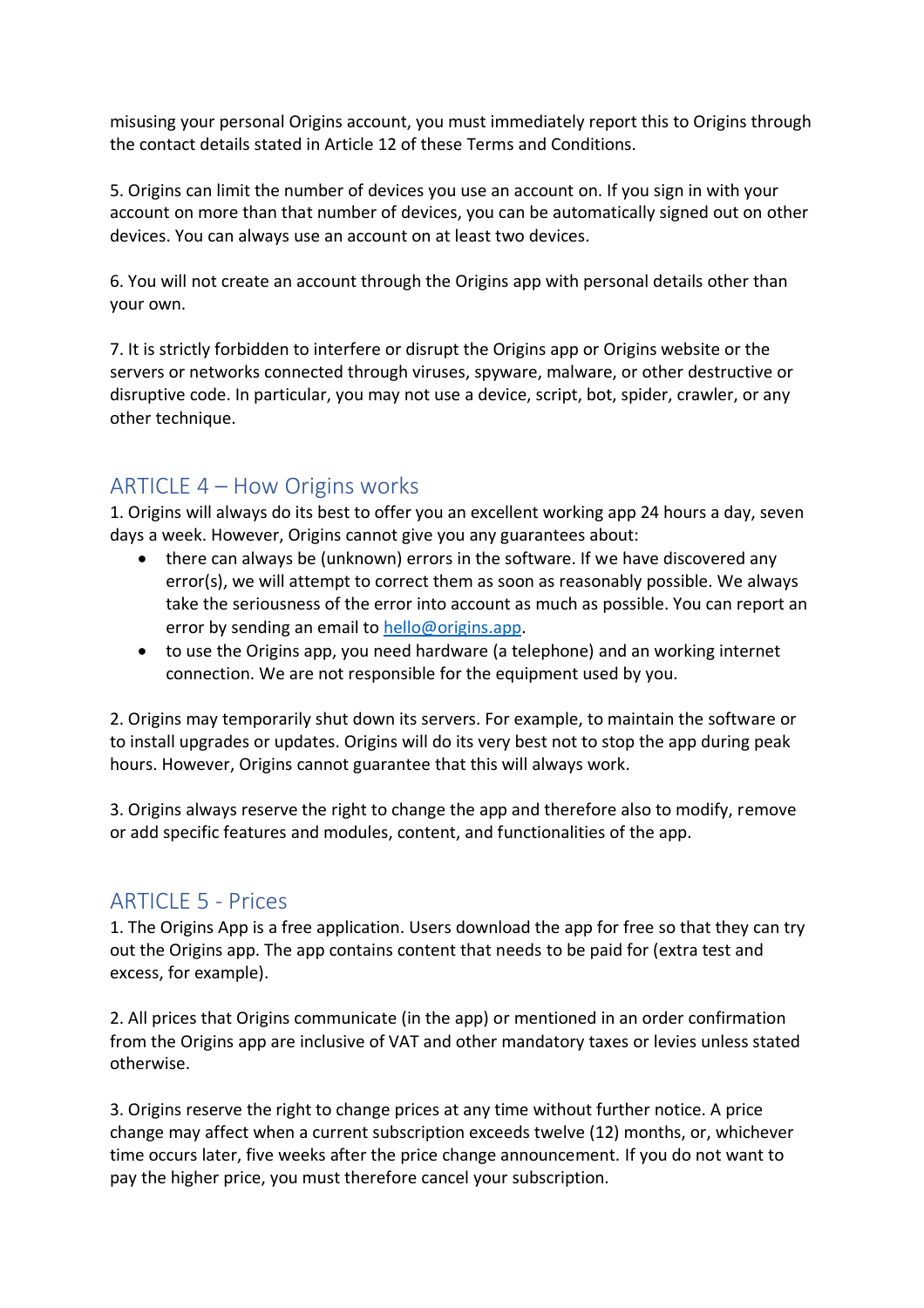misusing your personal Origins account, you must immediately report this to Origins through the contact details stated in Article 12 of these Terms and Conditions.

5. Origins can limit the number of devices you use an account on. If you sign in with your account on more than that number of devices, you can be automatically signed out on other devices. You can always use an account on at least two devices.

6. You will not create an account through the Origins app with personal details other than your own.

7. It is strictly forbidden to interfere or disrupt the Origins app or Origins website or the servers or networks connected through viruses, spyware, malware, or other destructive or disruptive code. In particular, you may not use a device, script, bot, spider, crawler, or any other technique.

## ARTICLE 4 – How Origins works

1. Origins will always do its best to offer you an excellent working app 24 hours a day, seven days a week. However, Origins cannot give you any guarantees about:

- there can always be (unknown) errors in the software. If we have discovered any error(s), we will attempt to correct them as soon as reasonably possible. We always take the seriousness of the error into account as much as possible. You can report an error by sending an email to [hello@origins.app](mailto:hello@origins.app).
- to use the Origins app, you need hardware (a telephone) and an working internet connection. We are not responsible for the equipment used by you.

2. Origins may temporarily shut down its servers. For example, to maintain the software or to install upgrades or updates. Origins will do its very best not to stop the app during peak hours. However, Origins cannot guarantee that this will always work.

3. Origins always reserve the right to change the app and therefore also to modify, remove or add specific features and modules, content, and functionalities of the app.

## ARTICLE 5 - Prices

1. The Origins App is a free application. Users download the app for free so that they can try out the Origins app. The app contains content that needs to be paid for (extra test and excess, for example).

2. All prices that Origins communicate (in the app) or mentioned in an order confirmation from the Origins app are inclusive of VAT and other mandatory taxes or levies unless stated otherwise.

3. Origins reserve the right to change prices at any time without further notice. A price change may affect when a current subscription exceeds twelve (12) months, or, whichever time occurs later, five weeks after the price change announcement. If you do not want to pay the higher price, you must therefore cancel your subscription.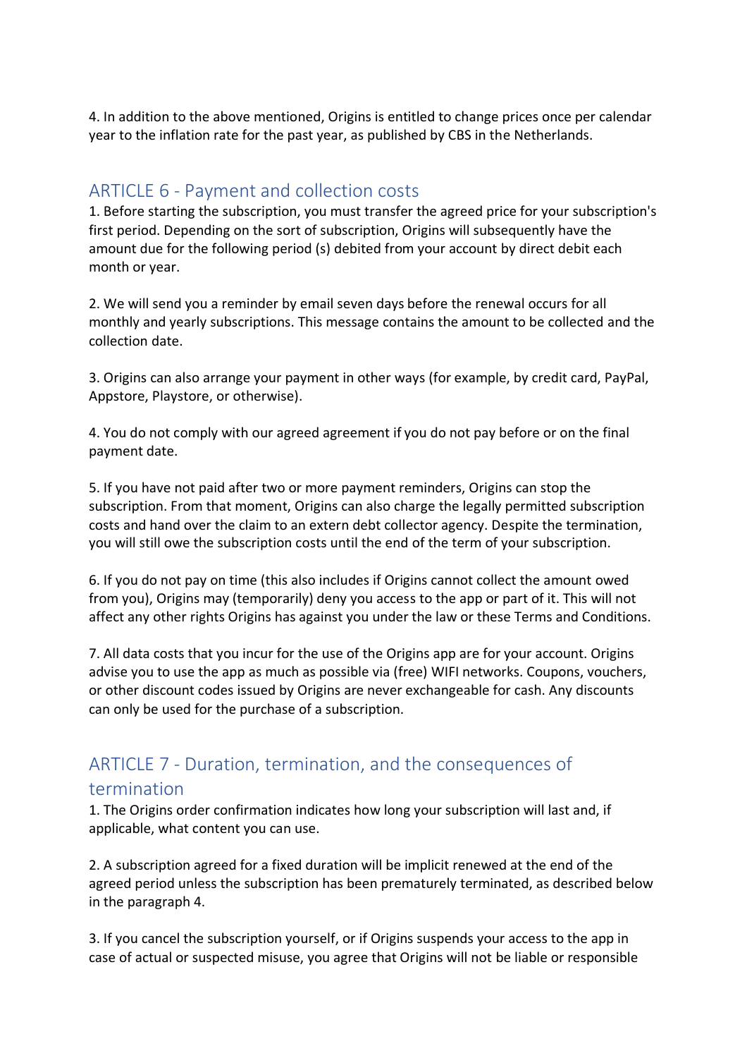4. In addition to the above mentioned, Origins is entitled to change prices once per calendar year to the inflation rate for the past year, as published by CBS in the Netherlands.

## ARTICLE 6 - Payment and collection costs

1. Before starting the subscription, you must transfer the agreed price for your subscription's first period. Depending on the sort of subscription, Origins will subsequently have the amount due for the following period (s) debited from your account by direct debit each month or year.

2. We will send you a reminder by email seven days before the renewal occurs for all monthly and yearly subscriptions. This message contains the amount to be collected and the collection date.

3. Origins can also arrange your payment in other ways (for example, by credit card, PayPal, Appstore, Playstore, or otherwise).

4. You do not comply with our agreed agreement if you do not pay before or on the final payment date.

5. If you have not paid after two or more payment reminders, Origins can stop the subscription. From that moment, Origins can also charge the legally permitted subscription costs and hand over the claim to an extern debt collector agency. Despite the termination, you will still owe the subscription costs until the end of the term of your subscription.

6. If you do not pay on time (this also includes if Origins cannot collect the amount owed from you), Origins may (temporarily) deny you access to the app or part of it. This will not affect any other rights Origins has against you under the law or these Terms and Conditions.

7. All data costs that you incur for the use of the Origins app are for your account. Origins advise you to use the app as much as possible via (free) WIFI networks. Coupons, vouchers, or other discount codes issued by Origins are never exchangeable for cash. Any discounts can only be used for the purchase of a subscription.

## ARTICLE 7 - Duration, termination, and the consequences of termination

1. The Origins order confirmation indicates how long your subscription will last and, if applicable, what content you can use.

2. A subscription agreed for a fixed duration will be implicit renewed at the end of the agreed period unless the subscription has been prematurely terminated, as described below in the paragraph 4.

3. If you cancel the subscription yourself, or if Origins suspends your access to the app in case of actual or suspected misuse, you agree that Origins will not be liable or responsible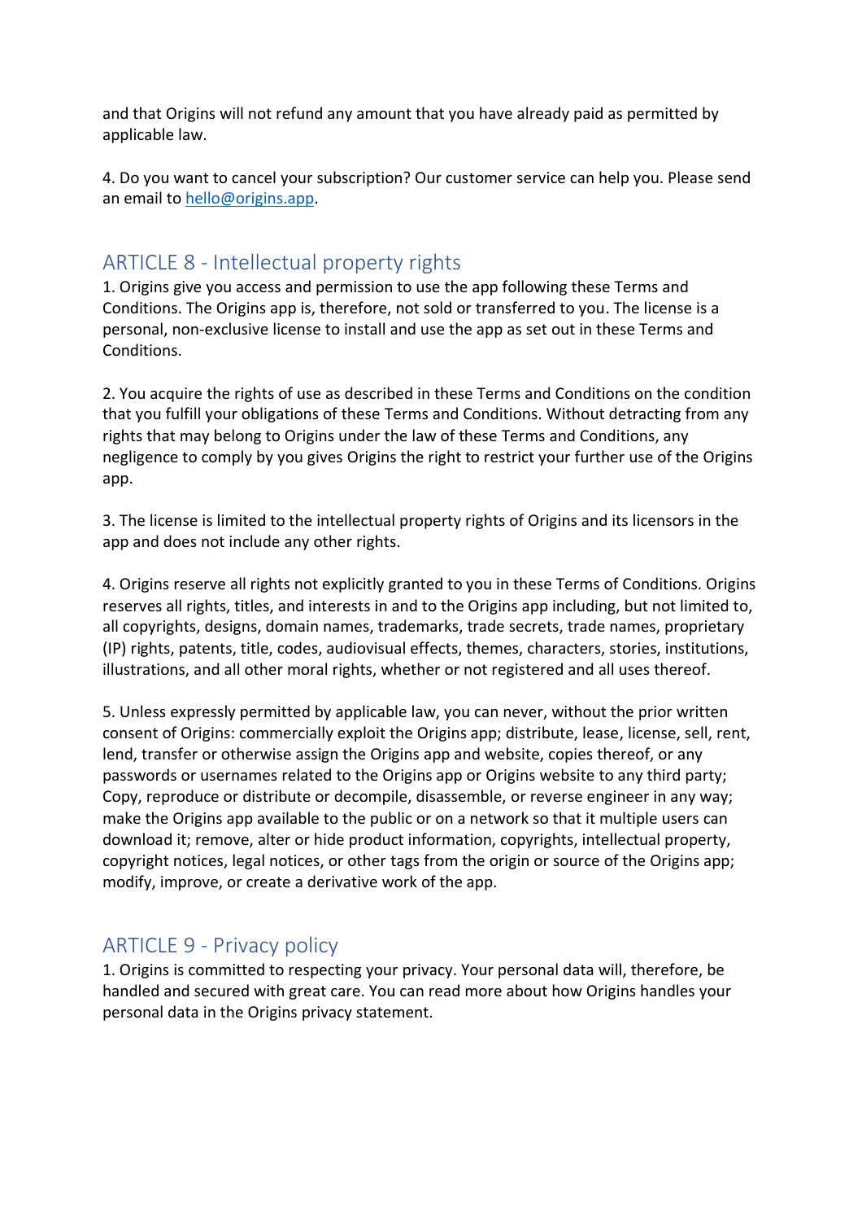and that Origins will not refund any amount that you have already paid as permitted by applicable law.

4. Do you want to cancel your subscription? Our customer service can help you. Please send an email to [hello@origins.app](mailto:hello@origins.app).

## ARTICLE 8 - Intellectual property rights

1. Origins give you access and permission to use the app following these Terms and Conditions. The Origins app is, therefore, not sold or transferred to you. The license is a personal, non-exclusive license to install and use the app as set out in these Terms and Conditions.

2. You acquire the rights of use as described in these Terms and Conditions on the condition that you fulfill your obligations of these Terms and Conditions. Without detracting from any rights that may belong to Origins under the law of these Terms and Conditions, any negligence to comply by you gives Origins the right to restrict your further use of the Origins app.

3. The license is limited to the intellectual property rights of Origins and its licensors in the app and does not include any other rights.

4. Origins reserve all rights not explicitly granted to you in these Terms of Conditions. Origins reserves all rights, titles, and interests in and to the Origins app including, but not limited to, all copyrights, designs, domain names, trademarks, trade secrets, trade names, proprietary (IP) rights, patents, title, codes, audiovisual effects, themes, characters, stories, institutions, illustrations, and all other moral rights, whether or not registered and all uses thereof.

5. Unless expressly permitted by applicable law, you can never, without the prior written consent of Origins: commercially exploit the Origins app; distribute, lease, license, sell, rent, lend, transfer or otherwise assign the Origins app and website, copies thereof, or any passwords or usernames related to the Origins app or Origins website to any third party; Copy, reproduce or distribute or decompile, disassemble, or reverse engineer in any way; make the Origins app available to the public or on a network so that it multiple users can download it; remove, alter or hide product information, copyrights, intellectual property, copyright notices, legal notices, or other tags from the origin or source of the Origins app; modify, improve, or create a derivative work of the app.

## ARTICLE 9 - Privacy policy

1. Origins is committed to respecting your privacy. Your personal data will, therefore, be handled and secured with great care. You can read more about how Origins handles your personal data in the Origins privacy statement.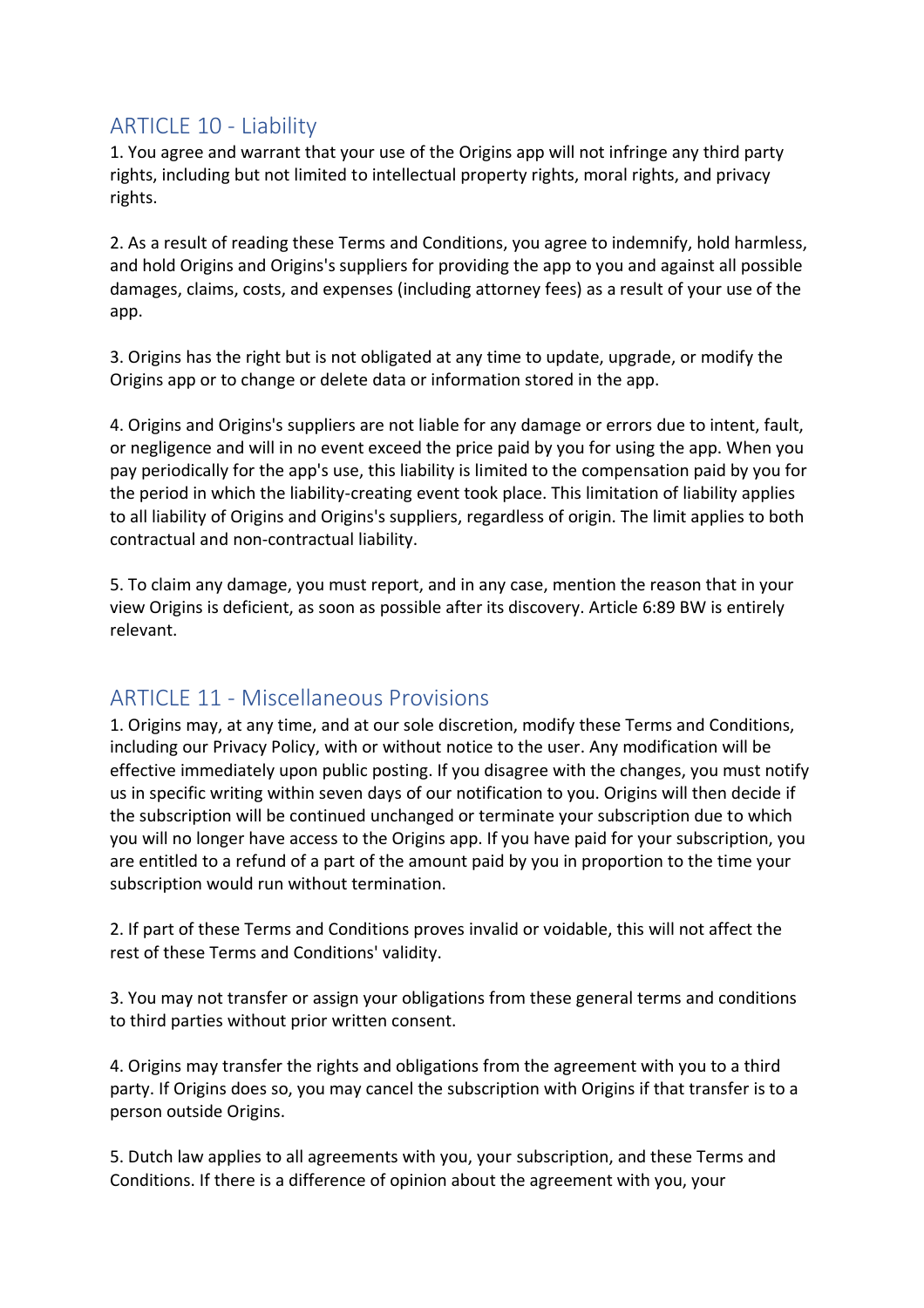## ARTICLE 10 - Liability

1. You agree and warrant that your use of the Origins app will not infringe any third party rights, including but not limited to intellectual property rights, moral rights, and privacy rights.

2. As a result of reading these Terms and Conditions, you agree to indemnify, hold harmless, and hold Origins and Origins's suppliers for providing the app to you and against all possible damages, claims, costs, and expenses (including attorney fees) as a result of your use of the app.

3. Origins has the right but is not obligated at any time to update, upgrade, or modify the Origins app or to change or delete data or information stored in the app.

4. Origins and Origins's suppliers are not liable for any damage or errors due to intent, fault, or negligence and will in no event exceed the price paid by you for using the app. When you pay periodically for the app's use, this liability is limited to the compensation paid by you for the period in which the liability-creating event took place. This limitation of liability applies to all liability of Origins and Origins's suppliers, regardless of origin. The limit applies to both contractual and non-contractual liability.

5. To claim any damage, you must report, and in any case, mention the reason that in your view Origins is deficient, as soon as possible after its discovery. Article 6:89 BW is entirely relevant.

## ARTICLE 11 - Miscellaneous Provisions

1. Origins may, at any time, and at our sole discretion, modify these Terms and Conditions, including our Privacy Policy, with or without notice to the user. Any modification will be effective immediately upon public posting. If you disagree with the changes, you must notify us in specific writing within seven days of our notification to you. Origins will then decide if the subscription will be continued unchanged or terminate your subscription due to which you will no longer have access to the Origins app. If you have paid for your subscription, you are entitled to a refund of a part of the amount paid by you in proportion to the time your subscription would run without termination.

2. If part of these Terms and Conditions proves invalid or voidable, this will not affect the rest of these Terms and Conditions' validity.

3. You may not transfer or assign your obligations from these general terms and conditions to third parties without prior written consent.

4. Origins may transfer the rights and obligations from the agreement with you to a third party. If Origins does so, you may cancel the subscription with Origins if that transfer is to a person outside Origins.

5. Dutch law applies to all agreements with you, your subscription, and these Terms and Conditions. If there is a difference of opinion about the agreement with you, your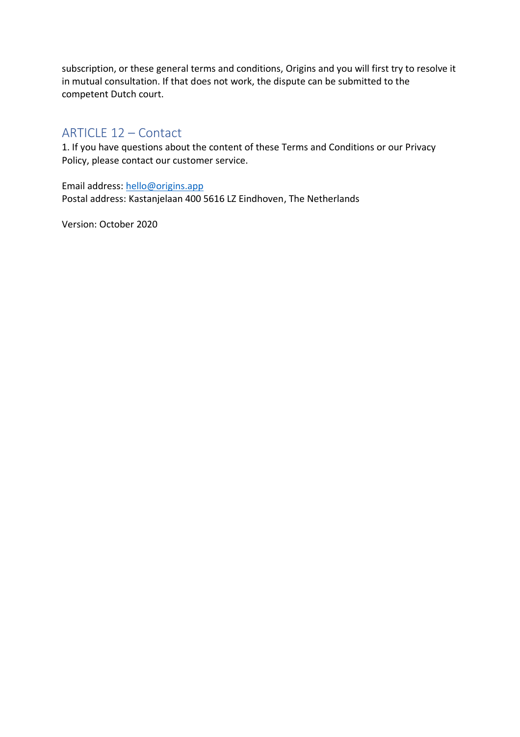subscription, or these general terms and conditions, Origins and you will first try to resolve it in mutual consultation. If that does not work, the dispute can be submitted to the competent Dutch court.

## ARTICLE 12 – Contact

1. If you have questions about the content of these Terms and Conditions or our Privacy Policy, please contact our customer service.

Email address: hello@origins.app
Postal address: Kastanjelaan 400 5616 LZ Eindhoven, The Netherlands

Version: October 2020